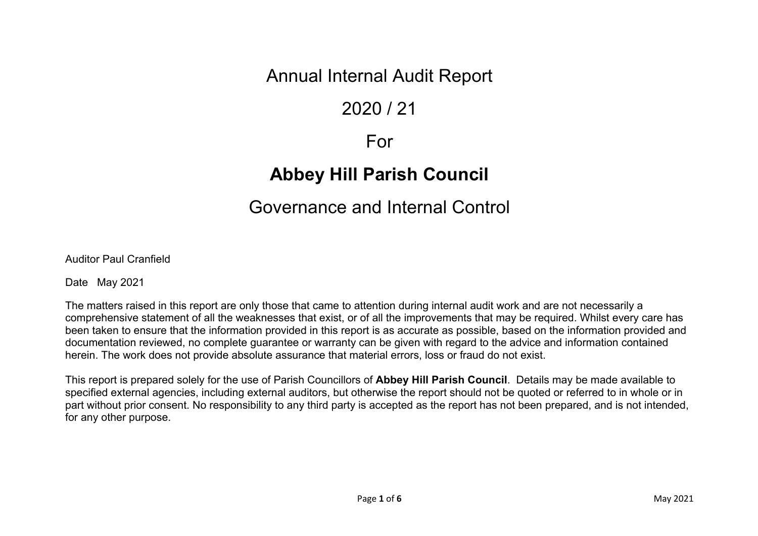# Annual Internal Audit Report

# 2020 / 21

# For

# **Abbey Hill Parish Council**

# Governance and Internal Control

Auditor Paul Cranfield

Date May 2021

The matters raised in this report are only those that came to attention during internal audit work and are not necessarily a comprehensive statement of all the weaknesses that exist, or of all the improvements that may be required. Whilst every care has been taken to ensure that the information provided in this report is as accurate as possible, based on the information provided and documentation reviewed, no complete guarantee or warranty can be given with regard to the advice and information contained herein. The work does not provide absolute assurance that material errors, loss or fraud do not exist.

This report is prepared solely for the use of Parish Councillors of **Abbey Hill Parish Council**. Details may be made available to specified external agencies, including external auditors, but otherwise the report should not be quoted or referred to in whole or in part without prior consent. No responsibility to any third party is accepted as the report has not been prepared, and is not intended, for any other purpose.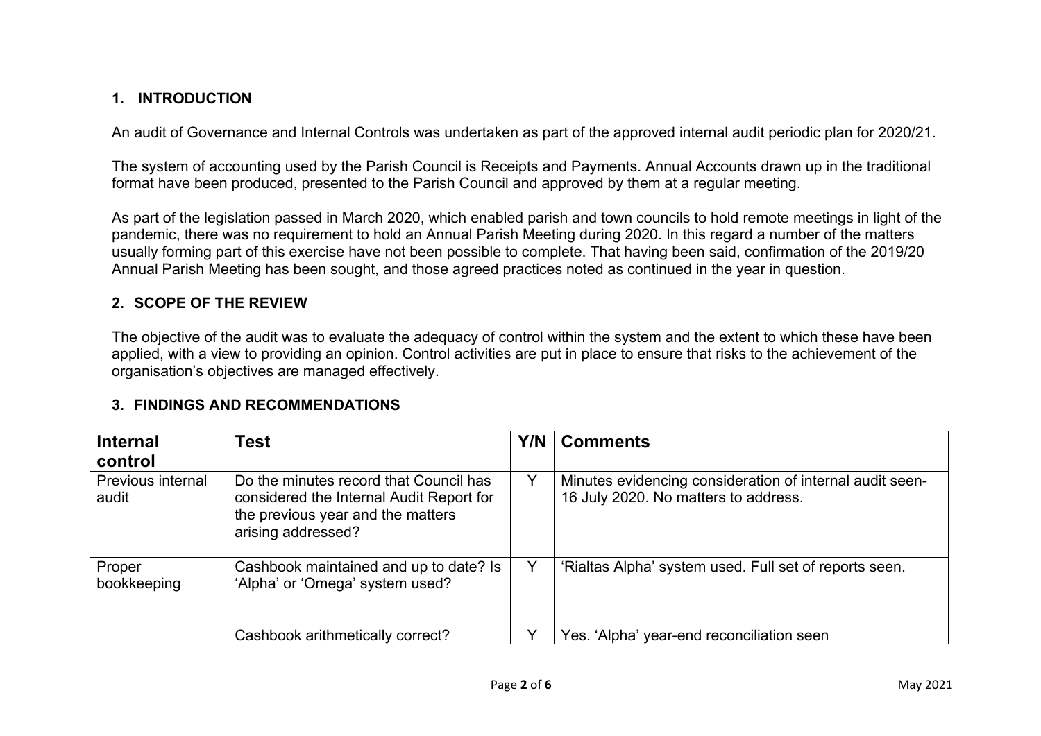## 1. INTRODUCTION

An audit of Governance and Internal Controls was undertaken as part of the approved internal audit periodic plan for 2020/21.

The system of accounting used by the Parish Council is Receipts and Payments. Annual Accounts drawn up in the traditional format have been produced, presented to the Parish Council and approved by them at a regular meeting.

As part of the legislation passed in March 2020, which enabled parish and town councils to hold remote meetings in light of the pandemic, there was no requirement to hold an Annual Parish Meeting during 2020. In this regard a number of the matters usually forming part of this exercise have not been possible to complete. That having been said, confirmation of the 2019/20 Annual Parish Meeting has been sought, and those agreed practices noted as continued in the year in question.

## 2. SCOPE OF THE REVIEW

The objective of the audit was to evaluate the adequacy of control within the system and the extent to which these have been applied, with a view to providing an opinion. Control activities are put in place to ensure that risks to the achievement of the organisation's objectives are managed effectively.

## 3. FINDINGS AND RECOMMENDATIONS

| Internal control | Test | Y/N | Comments |
| --- | --- | --- | --- |
| Previous internal audit | Do the minutes record that Council has considered the Internal Audit Report for the previous year and the matters arising addressed? | Y | Minutes evidencing consideration of internal audit seen- 16 July 2020. No matters to address. |
| Proper bookkeeping | Cashbook maintained and up to date? Is 'Alpha' or 'Omega' system used? | Y | 'Rialtas Alpha' system used. Full set of reports seen. |
| | Cashbook arithmetically correct? | Y | Yes. 'Alpha' year-end reconciliation seen |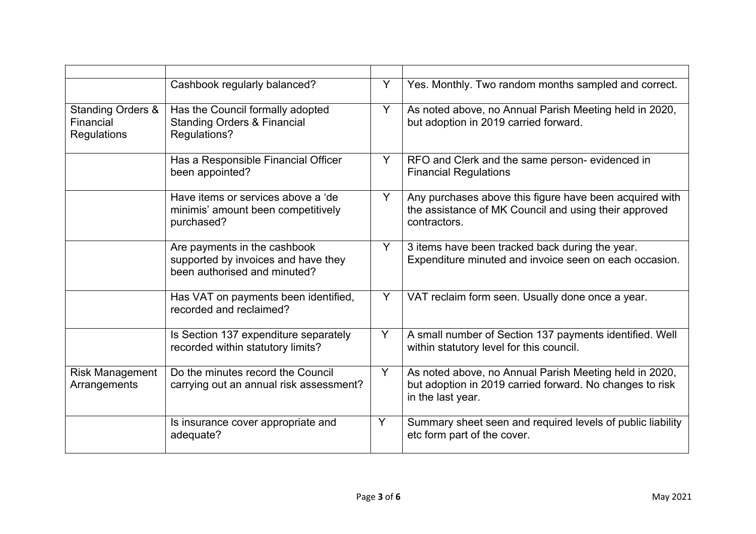| | | | |
|---|---|---|---|
| | Cashbook regularly balanced? | Y | Yes. Monthly. Two random months sampled and correct. |
| Standing Orders & Financial Regulations | Has the Council formally adopted Standing Orders & Financial Regulations? | Y | As noted above, no Annual Parish Meeting held in 2020, but adoption in 2019 carried forward. |
| | Has a Responsible Financial Officer been appointed? | Y | RFO and Clerk and the same person- evidenced in Financial Regulations |
| | Have items or services above a 'de minimis' amount been competitively purchased? | Y | Any purchases above this figure have been acquired with the assistance of MK Council and using their approved contractors. |
| | Are payments in the cashbook supported by invoices and have they been authorised and minuted? | Y | 3 items have been tracked back during the year. Expenditure minuted and invoice seen on each occasion. |
| | Has VAT on payments been identified, recorded and reclaimed? | Y | VAT reclaim form seen. Usually done once a year. |
| | Is Section 137 expenditure separately recorded within statutory limits? | Y | A small number of Section 137 payments identified. Well within statutory level for this council. |
| Risk Management Arrangements | Do the minutes record the Council carrying out an annual risk assessment? | Y | As noted above, no Annual Parish Meeting held in 2020, but adoption in 2019 carried forward. No changes to risk in the last year. |
| | Is insurance cover appropriate and adequate? | Y | Summary sheet seen and required levels of public liability etc form part of the cover. |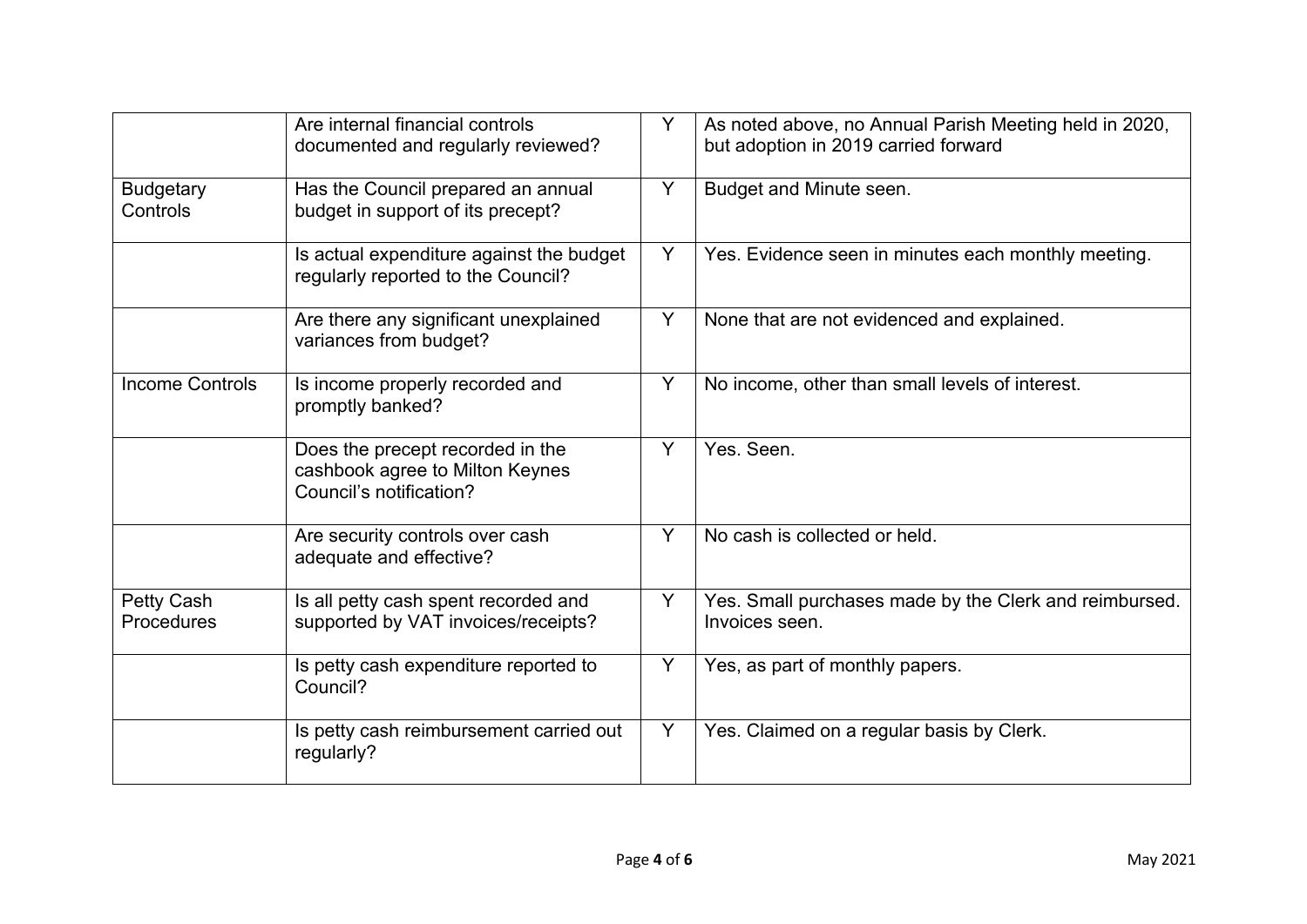| | | | |
|---|---|---|---|
| | Are internal financial controls documented and regularly reviewed? | Y | As noted above, no Annual Parish Meeting held in 2020, but adoption in 2019 carried forward |
| Budgetary Controls | Has the Council prepared an annual budget in support of its precept? | Y | Budget and Minute seen. |
| | Is actual expenditure against the budget regularly reported to the Council? | Y | Yes. Evidence seen in minutes each monthly meeting. |
| | Are there any significant unexplained variances from budget? | Y | None that are not evidenced and explained. |
| Income Controls | Is income properly recorded and promptly banked? | Y | No income, other than small levels of interest. |
| | Does the precept recorded in the cashbook agree to Milton Keynes Council's notification? | Y | Yes. Seen. |
| | Are security controls over cash adequate and effective? | Y | No cash is collected or held. |
| Petty Cash Procedures | Is all petty cash spent recorded and supported by VAT invoices/receipts? | Y | Yes. Small purchases made by the Clerk and reimbursed. Invoices seen. |
| | Is petty cash expenditure reported to Council? | Y | Yes, as part of monthly papers. |
| | Is petty cash reimbursement carried out regularly? | Y | Yes. Claimed on a regular basis by Clerk. |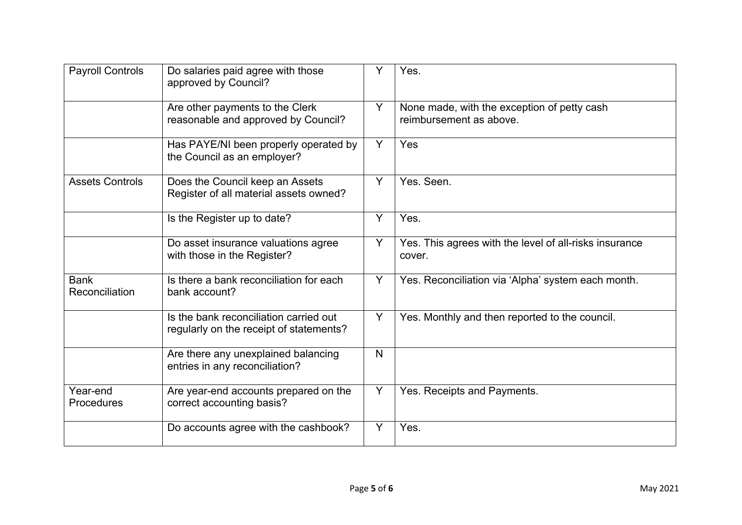| Payroll Controls | Do salaries paid agree with those approved by Council? | Y | Yes. |
|---|---|---|---|
| | Are other payments to the Clerk reasonable and approved by Council? | Y | None made, with the exception of petty cash reimbursement as above. |
| | Has PAYE/NI been properly operated by the Council as an employer? | Y | Yes |
| Assets Controls | Does the Council keep an Assets Register of all material assets owned? | Y | Yes. Seen. |
| | Is the Register up to date? | Y | Yes. |
| | Do asset insurance valuations agree with those in the Register? | Y | Yes. This agrees with the level of all-risks insurance cover. |
| Bank Reconciliation | Is there a bank reconciliation for each bank account? | Y | Yes. Reconciliation via 'Alpha' system each month. |
| | Is the bank reconciliation carried out regularly on the receipt of statements? | Y | Yes. Monthly and then reported to the council. |
| | Are there any unexplained balancing entries in any reconciliation? | N | |
| Year-end Procedures | Are year-end accounts prepared on the correct accounting basis? | Y | Yes. Receipts and Payments. |
| | Do accounts agree with the cashbook? | Y | Yes. |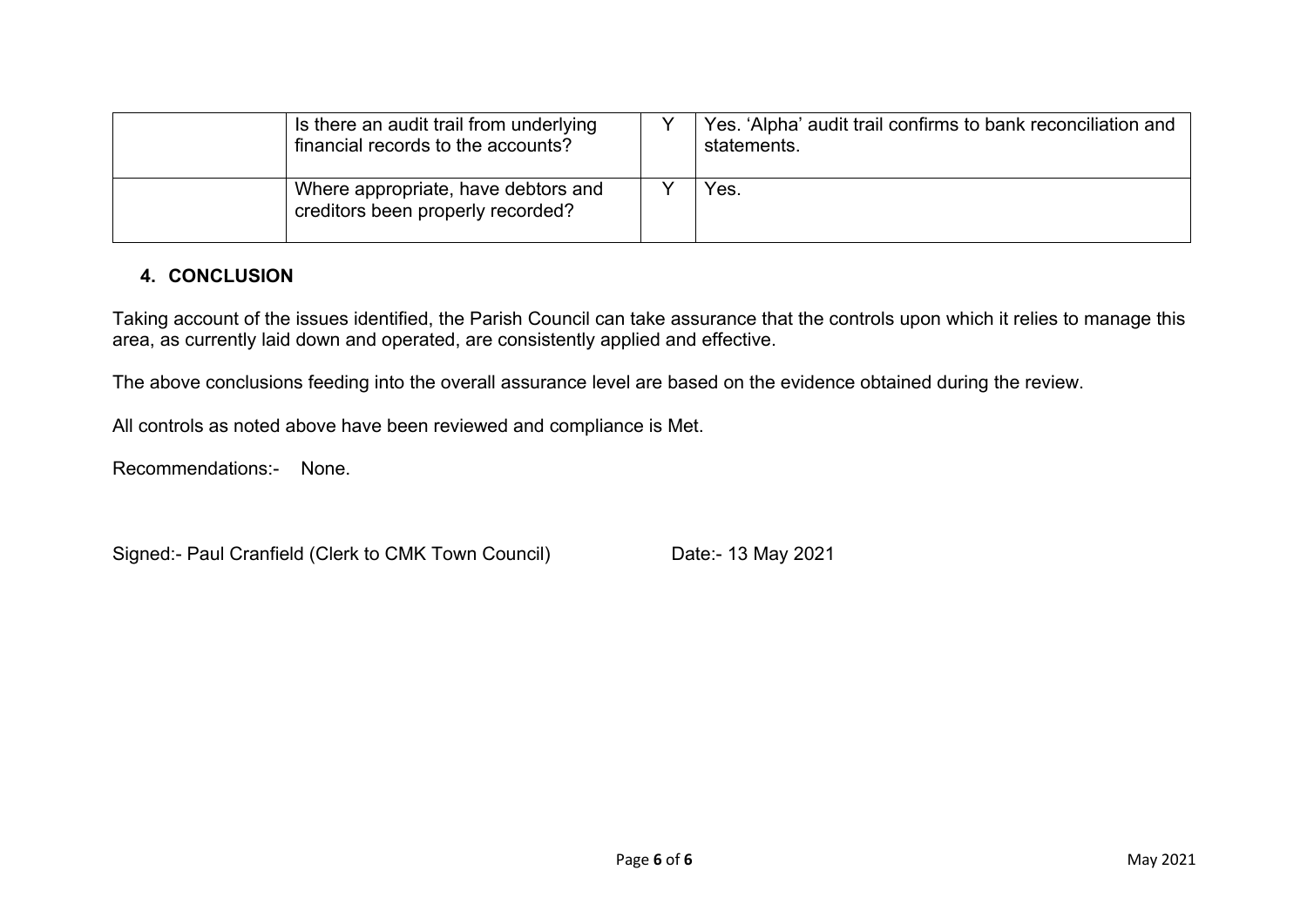| | | | |
|---|---|---|---|
| | Is there an audit trail from underlying financial records to the accounts? | Y | Yes. 'Alpha' audit trail confirms to bank reconciliation and statements. |
| | Where appropriate, have debtors and creditors been properly recorded? | Y | Yes. |

### 4. CONCLUSION

Taking account of the issues identified, the Parish Council can take assurance that the controls upon which it relies to manage this area, as currently laid down and operated, are consistently applied and effective.

The above conclusions feeding into the overall assurance level are based on the evidence obtained during the review.

All controls as noted above have been reviewed and compliance is Met.

Recommendations:- None.

Signed:- Paul Cranfield (Clerk to CMK Town Council) Date:- 13 May 2021